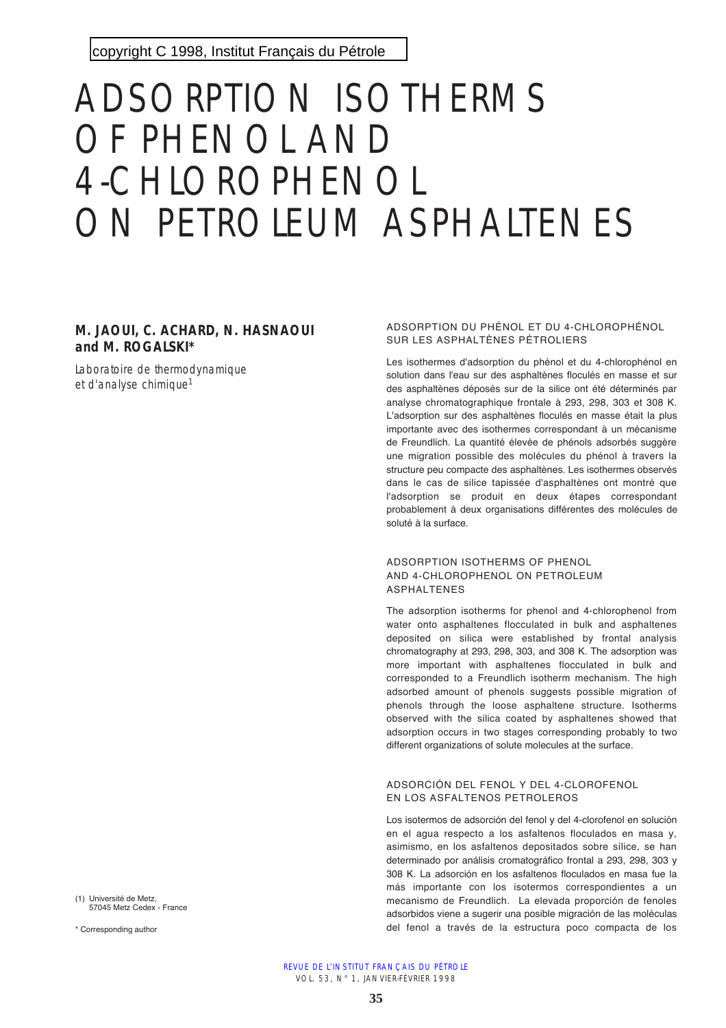copyright C 1998, Institut Français du Pétrole

# ADSORPTION ISOTHERMS OF PHENOL AND 4-CHLOROPHENOL ON PETROLEUM ASPHALTENES

**M. JAOUI, C. ACHARD, N. HASNAOUI and M. ROGALSKI***

*Laboratoire de thermodynamique et d'analyse chimique*[1]

### ADSORPTION DU PHÉNOL ET DU 4-CHLOROPHÉNOL SUR LES ASPHALTÈNES PÉTROLIERS

Les isothermes d'adsorption du phénol et du 4-chlorophénol en solution dans l'eau sur des asphaltènes floculés en masse et sur des asphaltènes déposés sur de la silice ont été déterminés par analyse chromatographique frontale à 293, 298, 303 et 308 K. L'adsorption sur des asphaltènes floculés en masse était la plus importante avec des isothermes correspondant à un mécanisme de Freundlich. La quantité élevée de phénols adsorbés suggère une migration possible des molécules du phénol à travers la structure peu compacte des asphaltènes. Les isothermes observés dans le cas de silice tapissée d'asphaltènes ont montré que l'adsorption se produit en deux étapes correspondant probablement à deux organisations différentes des molécules de soluté à la surface.

### ADSORPTION ISOTHERMS OF PHENOL AND 4-CHLOROPHENOL ON PETROLEUM ASPHALTENES

The adsorption isotherms for phenol and 4-chlorophenol from water onto asphaltenes flocculated in bulk and asphaltenes deposited on silica were established by frontal analysis chromatography at 293, 298, 303, and 308 K. The adsorption was more important with asphaltenes flocculated in bulk and corresponded to a Freundlich isotherm mechanism. The high adsorbed amount of phenols suggests possible migration of phenols through the loose asphaltene structure. Isotherms observed with the silica coated by asphaltenes showed that adsorption occurs in two stages corresponding probably to two different organizations of solute molecules at the surface.

### ADSORCIÓN DEL FENOL Y DEL 4-CLOROFENOL EN LOS ASFALTENOS PETROLEROS

Los isotermos de adsorción del fenol y del 4-clorofenol en solución en el agua respecto a los asfaltenos floculados en masa y, asimismo, en los asfaltenos depositados sobre sílice, se han determinado por análisis cromatográfico frontal a 293, 298, 303 y 308 K. La adsorción en los asfaltenos floculados en masa fue la más importante con los isotermos correspondientes a un mecanismo de Freundlich. La elevada proporción de fenoles adsorbidos viene a sugerir una posible migración de las moléculas del fenol a través de la estructura poco compacta de los

(1) Université de Metz, 57045 Metz Cedex - France

\* Corresponding author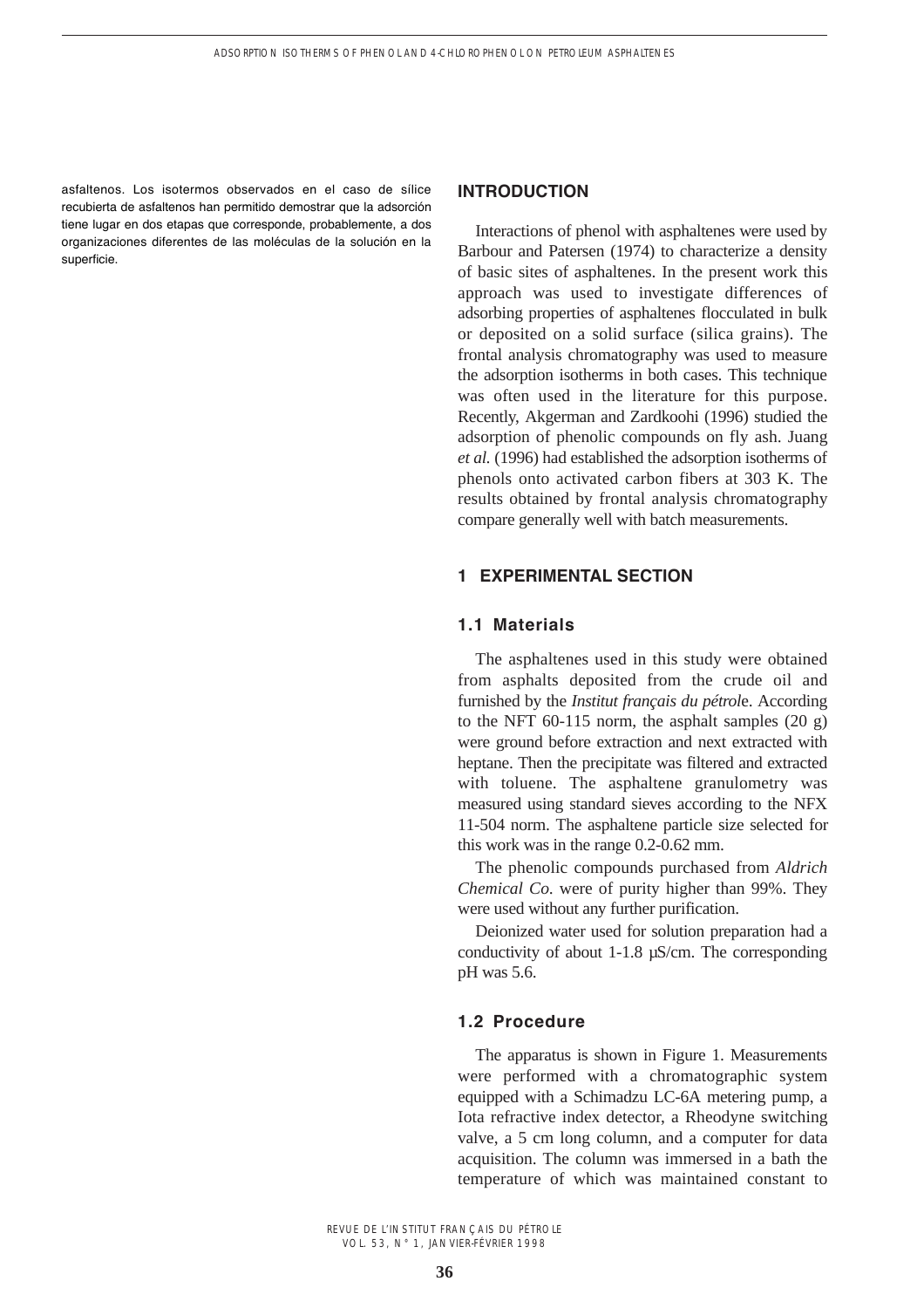asfaltenos. Los isotermos observados en el caso de sílice recubierta de asfaltenos han permitido demostrar que la adsorción tiene lugar en dos etapas que corresponde, probablemente, a dos organizaciones diferentes de las moléculas de la solución en la superficie.

## INTRODUCTION

Interactions of phenol with asphaltenes were used by Barbour and Patersen (1974) to characterize a density of basic sites of asphaltenes. In the present work this approach was used to investigate differences of adsorbing properties of asphaltenes flocculated in bulk or deposited on a solid surface (silica grains). The frontal analysis chromatography was used to measure the adsorption isotherms in both cases. This technique was often used in the literature for this purpose. Recently, Akgerman and Zardkoohi (1996) studied the adsorption of phenolic compounds on fly ash. Juang *et al.* (1996) had established the adsorption isotherms of phenols onto activated carbon fibers at 303 K. The results obtained by frontal analysis chromatography compare generally well with batch measurements.

## 1 EXPERIMENTAL SECTION

### 1.1 Materials

The asphaltenes used in this study were obtained from asphalts deposited from the crude oil and furnished by the *Institut français du pétrole*. According to the NFT 60-115 norm, the asphalt samples (20 g) were ground before extraction and next extracted with heptane. Then the precipitate was filtered and extracted with toluene. The asphaltene granulometry was measured using standard sieves according to the NFX 11-504 norm. The asphaltene particle size selected for this work was in the range 0.2-0.62 mm.

The phenolic compounds purchased from *Aldrich Chemical Co.* were of purity higher than 99%. They were used without any further purification.

Deionized water used for solution preparation had a conductivity of about 1-1.8 µS/cm. The corresponding pH was 5.6.

### 1.2 Procedure

The apparatus is shown in Figure 1. Measurements were performed with a chromatographic system equipped with a Schimadzu LC-6A metering pump, a Iota refractive index detector, a Rheodyne switching valve, a 5 cm long column, and a computer for data acquisition. The column was immersed in a bath the temperature of which was maintained constant to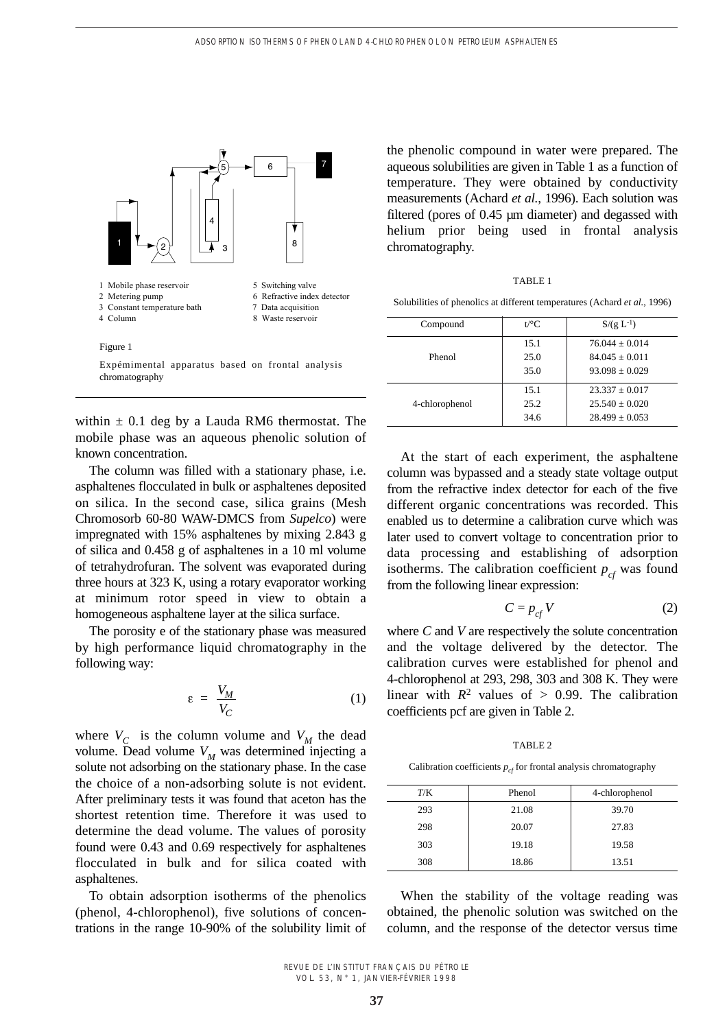1 Mobile phase reservoir
2 Metering pump
3 Constant temperature bath
4 Column
5 Switching valve
6 Refractive index detector
7 Data acquisition
8 Waste reservoir

Figure 1

Expémimental apparatus based on frontal analysis chromatography

within ± 0.1 deg by a Lauda RM6 thermostat. The mobile phase was an aqueous phenolic solution of known concentration.

The column was filled with a stationary phase, i.e. asphaltenes flocculated in bulk or asphaltenes deposited on silica. In the second case, silica grains (Mesh Chromosorb 60-80 WAW-DMCS from *Supelco*) were impregnated with 15% asphaltenes by mixing 2.843 g of silica and 0.458 g of asphaltenes in a 10 ml volume of tetrahydrofuran. The solvent was evaporated during three hours at 323 K, using a rotary evaporator working at minimum rotor speed in view to obtain a homogeneous asphaltene layer at the silica surface.

The porosity e of the stationary phase was measured by high performance liquid chromatography in the following way:

$$\varepsilon = \frac{V_M}{V_C} \tag{1}$$

where $V_C$ is the column volume and $V_M$ the dead volume. Dead volume $V_M$ was determined injecting a solute not adsorbing on the stationary phase. In the case the choice of a non-adsorbing solute is not evident. After preliminary tests it was found that aceton has the shortest retention time. Therefore it was used to determine the dead volume. The values of porosity found were 0.43 and 0.69 respectively for asphaltenes flocculated in bulk and for silica coated with asphaltenes.

To obtain adsorption isotherms of the phenolics (phenol, 4-chlorophenol), five solutions of concentrations in the range 10-90% of the solubility limit of the phenolic compound in water were prepared. The aqueous solubilities are given in Table 1 as a function of temperature. They were obtained by conductivity measurements (Achard *et al.*, 1996). Each solution was filtered (pores of 0.45 µm diameter) and degassed with helium prior being used in frontal analysis chromatography.

TABLE 1

Solubilities of phenolics at different temperatures (Achard *et al.*, 1996)

| Compound | t/°C | S/(g L$^{-1}$) |
|---|---|---|
| Phenol | 15.1 | 76.044 ± 0.014 |
| | 25.0 | 84.045 ± 0.011 |
| | 35.0 | 93.098 ± 0.029 |
| 4-chlorophenol | 15.1 | 23.337 ± 0.017 |
| | 25.2 | 25.540 ± 0.020 |
| | 34.6 | 28.499 ± 0.053 |

At the start of each experiment, the asphaltene column was bypassed and a steady state voltage output from the refractive index detector for each of the five different organic concentrations was recorded. This enabled us to determine a calibration curve which was later used to convert voltage to concentration prior to data processing and establishing of adsorption isotherms. The calibration coefficient $p_{cf}$ was found from the following linear expression:

$$C = p_{cf} V \tag{2}$$

where $C$ and $V$ are respectively the solute concentration and the voltage delivered by the detector. The calibration curves were established for phenol and 4-chlorophenol at 293, 298, 303 and 308 K. They were linear with $R^2$ values of > 0.99. The calibration coefficients pcf are given in Table 2.

TABLE 2

Calibration coefficients $p_{cf}$ for frontal analysis chromatography

| T/K | Phenol | 4-chlorophenol |
|---|---|---|
| 293 | 21.08 | 39.70 |
| 298 | 20.07 | 27.83 |
| 303 | 19.18 | 19.58 |
| 308 | 18.86 | 13.51 |

When the stability of the voltage reading was obtained, the phenolic solution was switched on the column, and the response of the detector versus time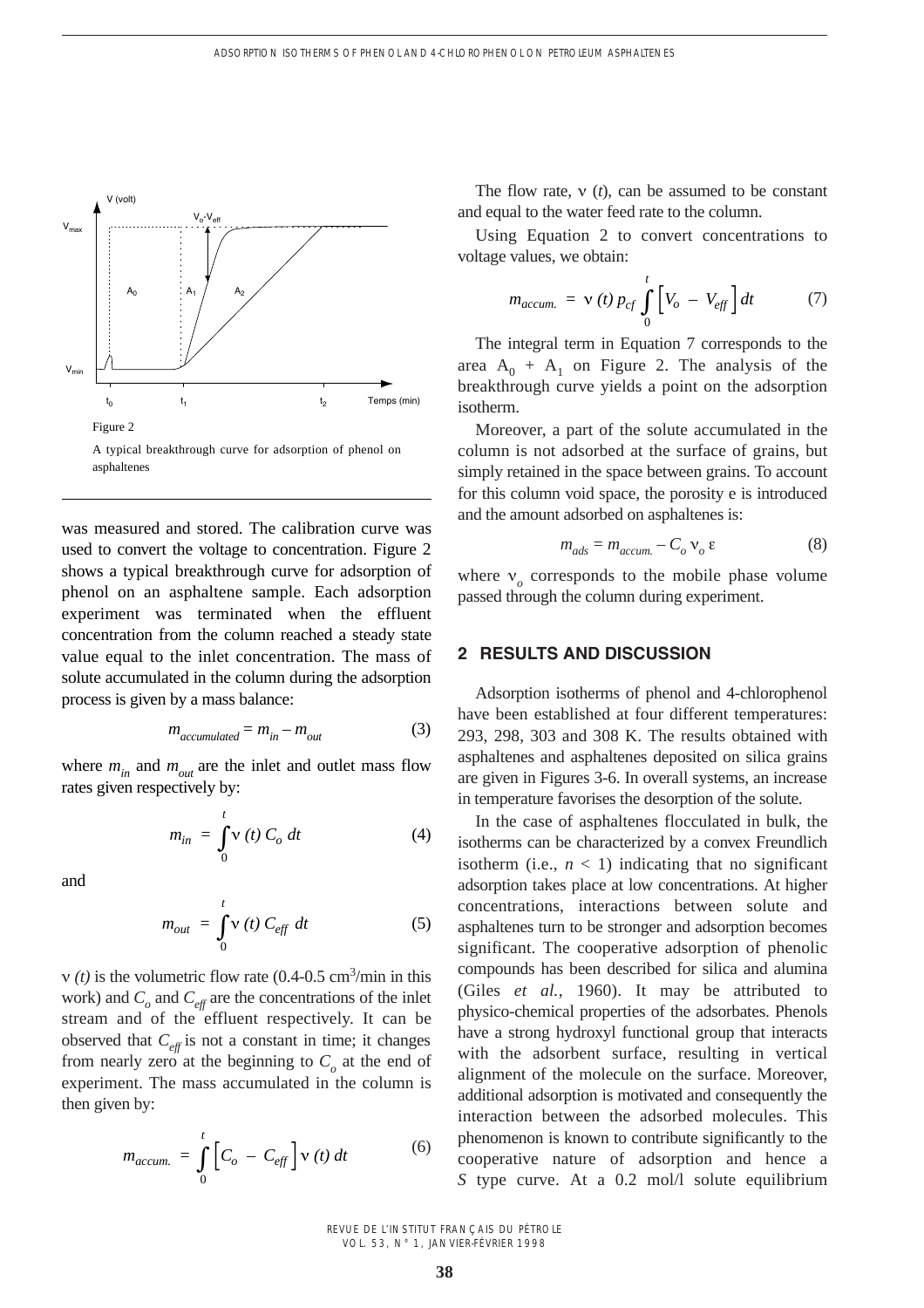Figure 2

A typical breakthrough curve for adsorption of phenol on asphaltenes

was measured and stored. The calibration curve was used to convert the voltage to concentration. Figure 2 shows a typical breakthrough curve for adsorption of phenol on an asphaltene sample. Each adsorption experiment was terminated when the effluent concentration from the column reached a steady state value equal to the inlet concentration. The mass of solute accumulated in the column during the adsorption process is given by a mass balance:

$$m_{accumulated} = m_{in} - m_{out} \tag{3}$$

where $m_{in}$ and $m_{out}$ are the inlet and outlet mass flow rates given respectively by:

$$m_{in} = \int_0^t \nu\,(t)\, C_o\, dt \tag{4}$$

and

$$m_{out} = \int_0^t \nu\,(t)\, C_{eff}\, dt \tag{5}$$

$\nu\,(t)$ is the volumetric flow rate (0.4-0.5 $cm^3$/min in this work) and $C_o$ and $C_{eff}$ are the concentrations of the inlet stream and of the effluent respectively. It can be observed that $C_{eff}$ is not a constant in time; it changes from nearly zero at the beginning to $C_o$ at the end of experiment. The mass accumulated in the column is then given by:

$$m_{accum.} = \int_0^t \left[C_o - C_{eff}\right] \nu\,(t)\, dt \tag{6}$$

The flow rate, $\nu$ (*t*), can be assumed to be constant and equal to the water feed rate to the column.

Using Equation 2 to convert concentrations to voltage values, we obtain:

$$m_{accum.} = \nu\,(t)\, p_{cf} \int_0^t \left[V_o - V_{eff}\right] dt \tag{7}$$

The integral term in Equation 7 corresponds to the area $A_0 + A_1$ on Figure 2. The analysis of the breakthrough curve yields a point on the adsorption isotherm.

Moreover, a part of the solute accumulated in the column is not adsorbed at the surface of grains, but simply retained in the space between grains. To account for this column void space, the porosity e is introduced and the amount adsorbed on asphaltenes is:

$$m_{ads} = m_{accum.} - C_o\, \nu_o\, \varepsilon \tag{8}$$

where $\nu_o$ corresponds to the mobile phase volume passed through the column during experiment.

## 2 RESULTS AND DISCUSSION

Adsorption isotherms of phenol and 4-chlorophenol have been established at four different temperatures: 293, 298, 303 and 308 K. The results obtained with asphaltenes and asphaltenes deposited on silica grains are given in Figures 3-6. In overall systems, an increase in temperature favorises the desorption of the solute.

In the case of asphaltenes flocculated in bulk, the isotherms can be characterized by a convex Freundlich isotherm (i.e., $n < 1$) indicating that no significant adsorption takes place at low concentrations. At higher concentrations, interactions between solute and asphaltenes turn to be stronger and adsorption becomes significant. The cooperative adsorption of phenolic compounds has been described for silica and alumina (Giles *et al.*, 1960). It may be attributed to physico-chemical properties of the adsorbates. Phenols have a strong hydroxyl functional group that interacts with the adsorbent surface, resulting in vertical alignment of the molecule on the surface. Moreover, additional adsorption is motivated and consequently the interaction between the adsorbed molecules. This phenomenon is known to contribute significantly to the cooperative nature of adsorption and hence a *S* type curve. At a 0.2 mol/l solute equilibrium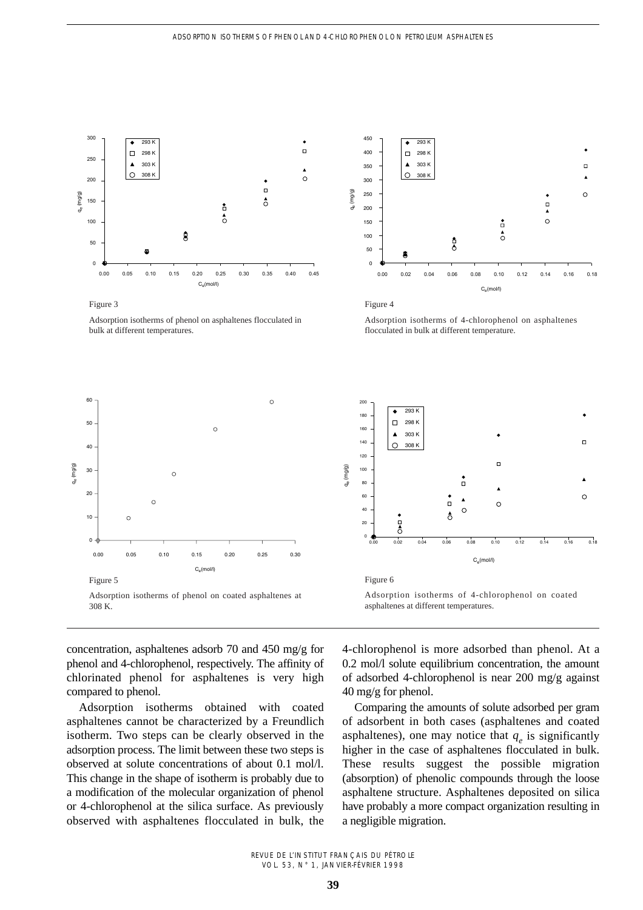Figure 3

Adsorption isotherms of phenol on asphaltenes flocculated in bulk at different temperatures.

Figure 4

Adsorption isotherms of 4-chlorophenol on asphaltenes flocculated in bulk at different temperature.

Figure 5

Adsorption isotherms of phenol on coated asphaltenes at 308 K.

Figure 6

Adsorption isotherms of 4-chlorophenol on coated asphaltenes at different temperatures.

concentration, asphaltenes adsorb 70 and 450 mg/g for phenol and 4-chlorophenol, respectively. The affinity of chlorinated phenol for asphaltenes is very high compared to phenol.

Adsorption isotherms obtained with coated asphaltenes cannot be characterized by a Freundlich isotherm. Two steps can be clearly observed in the adsorption process. The limit between these two steps is observed at solute concentrations of about 0.1 mol/l. This change in the shape of isotherm is probably due to a modification of the molecular organization of phenol or 4-chlorophenol at the silica surface. As previously observed with asphaltenes flocculated in bulk, the 4-chlorophenol is more adsorbed than phenol. At a 0.2 mol/l solute equilibrium concentration, the amount of adsorbed 4-chlorophenol is near 200 mg/g against 40 mg/g for phenol.

Comparing the amounts of solute adsorbed per gram of adsorbent in both cases (asphaltenes and coated asphaltenes), one may notice that $q_e$ is significantly higher in the case of asphaltenes flocculated in bulk. These results suggest the possible migration (absorption) of phenolic compounds through the loose asphaltene structure. Asphaltenes deposited on silica have probably a more compact organization resulting in a negligible migration.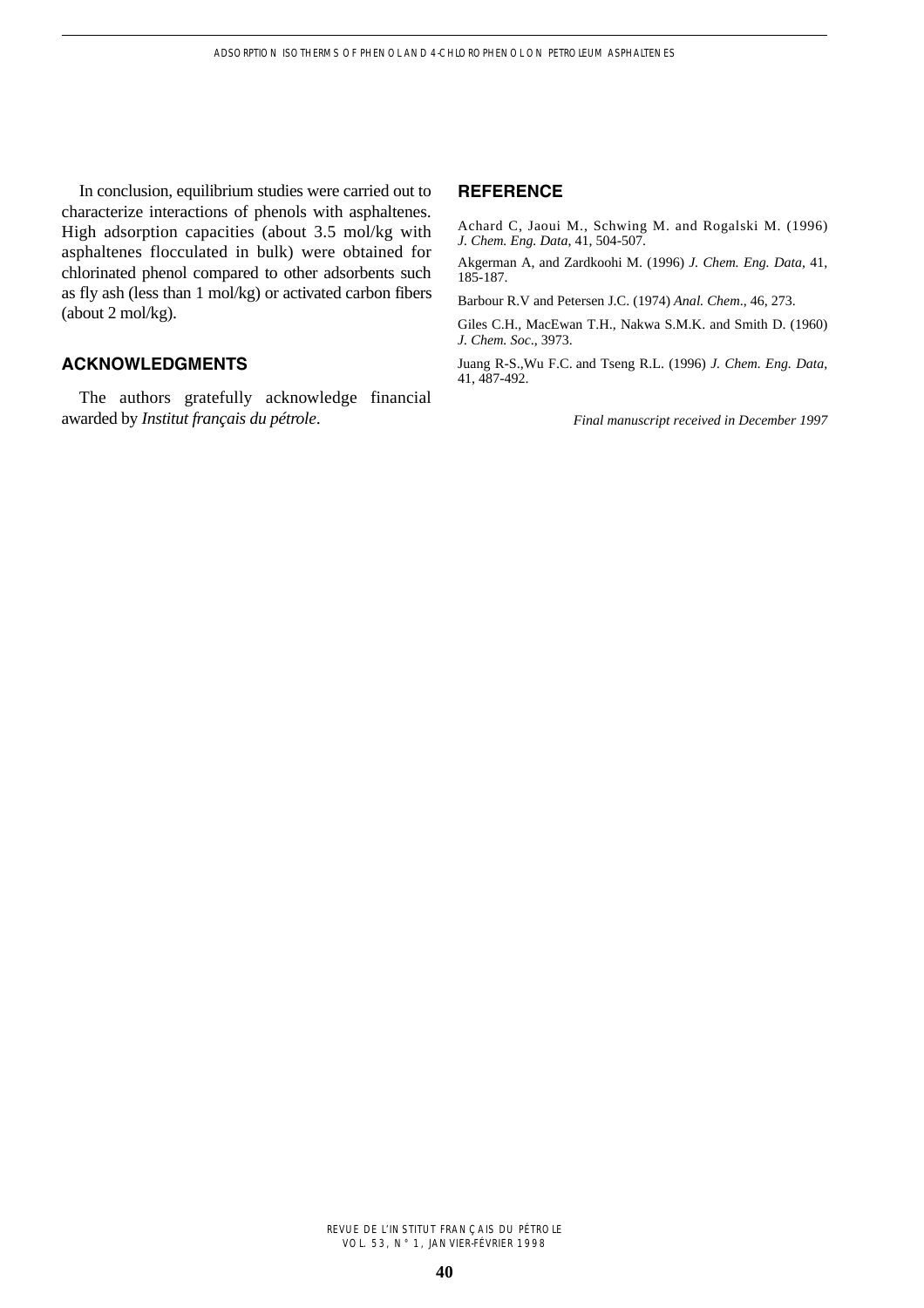In conclusion, equilibrium studies were carried out to characterize interactions of phenols with asphaltenes. High adsorption capacities (about 3.5 mol/kg with asphaltenes flocculated in bulk) were obtained for chlorinated phenol compared to other adsorbents such as fly ash (less than 1 mol/kg) or activated carbon fibers (about 2 mol/kg).

## ACKNOWLEDGMENTS

The authors gratefully acknowledge financial awarded by *Institut français du pétrole*.

## REFERENCE

Achard C, Jaoui M., Schwing M. and Rogalski M. (1996) *J. Chem. Eng. Data*, 41, 504-507.

Akgerman A, and Zardkoohi M. (1996) *J. Chem. Eng. Data*, 41, 185-187.

Barbour R.V and Petersen J.C. (1974) *Anal. Chem*., 46, 273.

Giles C.H., MacEwan T.H., Nakwa S.M.K. and Smith D. (1960) *J. Chem. Soc*., 3973.

Juang R-S.,Wu F.C. and Tseng R.L. (1996) *J. Chem. Eng. Data,* 41, 487-492.

*Final manuscript received in December 1997*